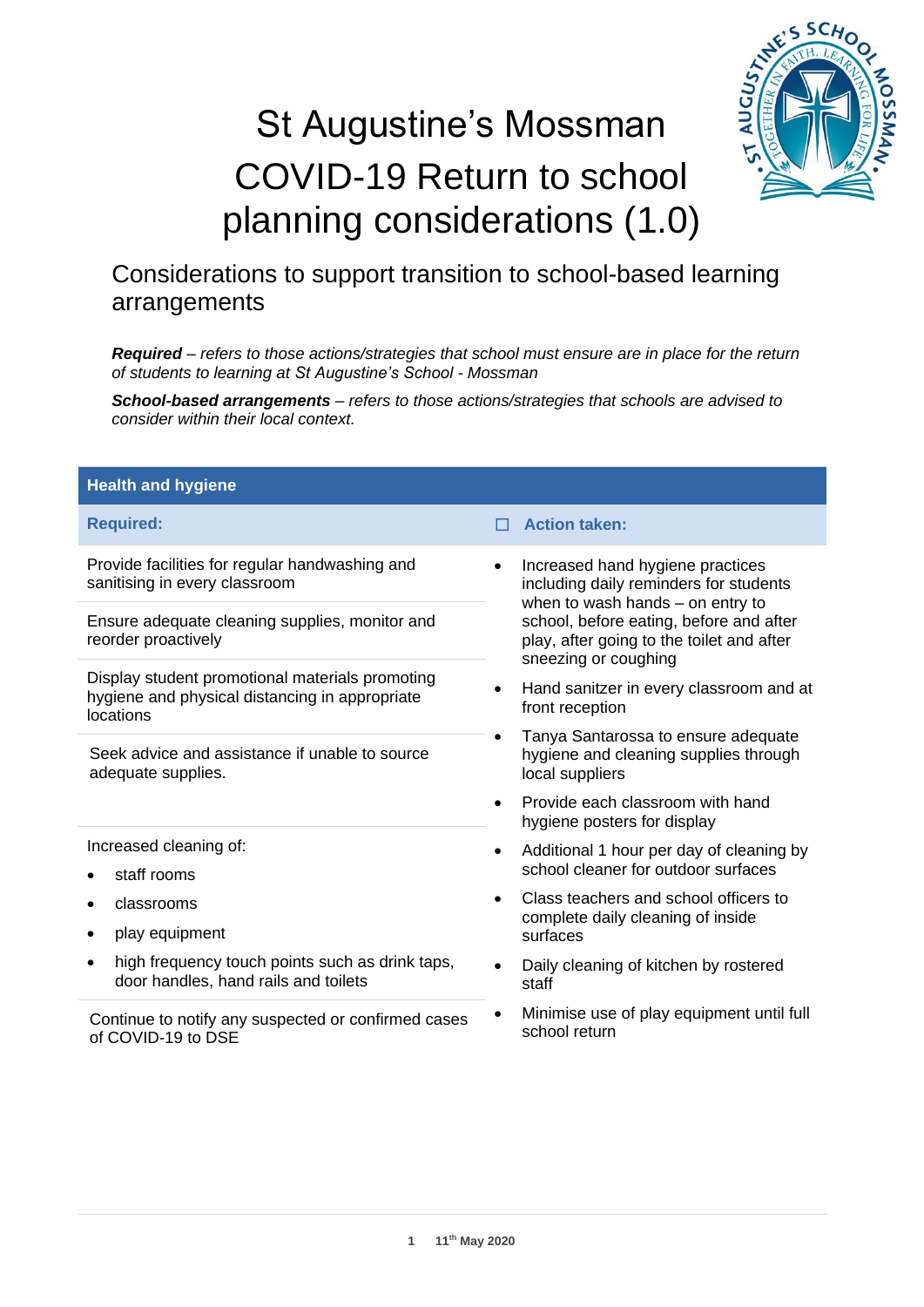# St Augustine's Mossman COVID-19 Return to school planning considerations (1.0)

## Considerations to support transition to school-based learning arrangements

***Required*** *– refers to those actions/strategies that school must ensure are in place for the return of students to learning at St Augustine's School - Mossman*

***School-based arrangements*** *– refers to those actions/strategies that schools are advised to consider within their local context.*

| Health and hygiene | |
|---|---|
| **Required:** | ☐ **Action taken:** |
| Provide facilities for regular handwashing and sanitising in every classroom<br><br>Ensure adequate cleaning supplies, monitor and reorder proactively<br><br>Display student promotional materials promoting hygiene and physical distancing in appropriate locations<br><br>Seek advice and assistance if unable to source adequate supplies.<br><br>Increased cleaning of:<br>• staff rooms<br>• classrooms<br>• play equipment<br>• high frequency touch points such as drink taps, door handles, hand rails and toilets<br><br>Continue to notify any suspected or confirmed cases of COVID-19 to DSE | • Increased hand hygiene practices including daily reminders for students when to wash hands – on entry to school, before eating, before and after play, after going to the toilet and after sneezing or coughing<br>• Hand sanitzer in every classroom and at front reception<br>• Tanya Santarossa to ensure adequate hygiene and cleaning supplies through local suppliers<br>• Provide each classroom with hand hygiene posters for display<br>• Additional 1 hour per day of cleaning by school cleaner for outdoor surfaces<br>• Class teachers and school officers to complete daily cleaning of inside surfaces<br>• Daily cleaning of kitchen by rostered staff<br>• Minimise use of play equipment until full school return |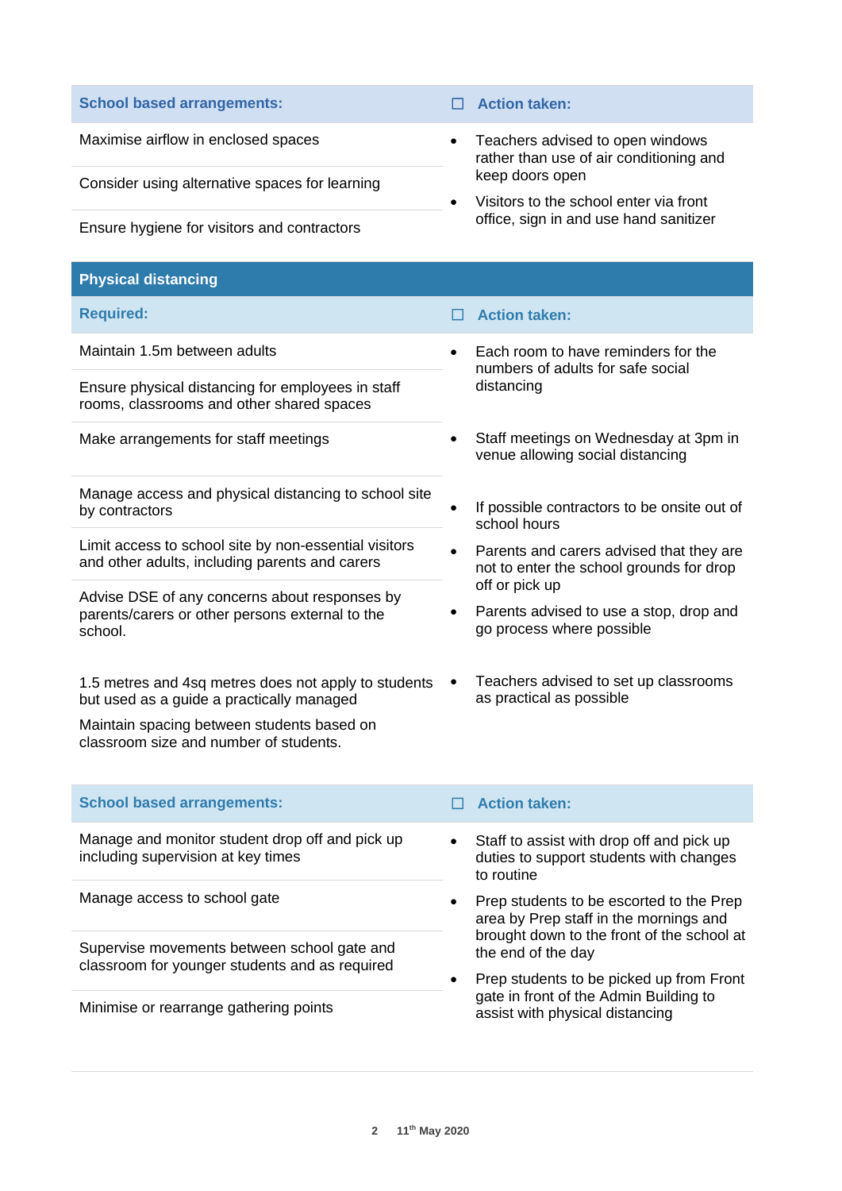| School based arrangements: | ☐ Action taken: |
| --- | --- |
| Maximise airflow in enclosed spaces<br><br>Consider using alternative spaces for learning<br><br>Ensure hygiene for visitors and contractors | • Teachers advised to open windows rather than use of air conditioning and keep doors open<br>• Visitors to the school enter via front office, sign in and use hand sanitizer |

## Physical distancing

| Required: | ☐ Action taken: |
| --- | --- |
| Maintain 1.5m between adults<br><br>Ensure physical distancing for employees in staff rooms, classrooms and other shared spaces | • Each room to have reminders for the numbers of adults for safe social distancing |
| Make arrangements for staff meetings | • Staff meetings on Wednesday at 3pm in venue allowing social distancing |
| Manage access and physical distancing to school site by contractors<br><br>Limit access to school site by non-essential visitors and other adults, including parents and carers<br><br>Advise DSE of any concerns about responses by parents/carers or other persons external to the school. | • If possible contractors to be onsite out of school hours<br>• Parents and carers advised that they are not to enter the school grounds for drop off or pick up<br>• Parents advised to use a stop, drop and go process where possible |
| 1.5 metres and 4sq metres does not apply to students but used as a guide a practically managed<br><br>Maintain spacing between students based on classroom size and number of students. | • Teachers advised to set up classrooms as practical as possible |

| School based arrangements: | ☐ Action taken: |
| --- | --- |
| Manage and monitor student drop off and pick up including supervision at key times<br><br>Manage access to school gate<br><br>Supervise movements between school gate and classroom for younger students and as required<br><br>Minimise or rearrange gathering points | • Staff to assist with drop off and pick up duties to support students with changes to routine<br>• Prep students to be escorted to the Prep area by Prep staff in the mornings and brought down to the front of the school at the end of the day<br>• Prep students to be picked up from Front gate in front of the Admin Building to assist with physical distancing |

11th May 2020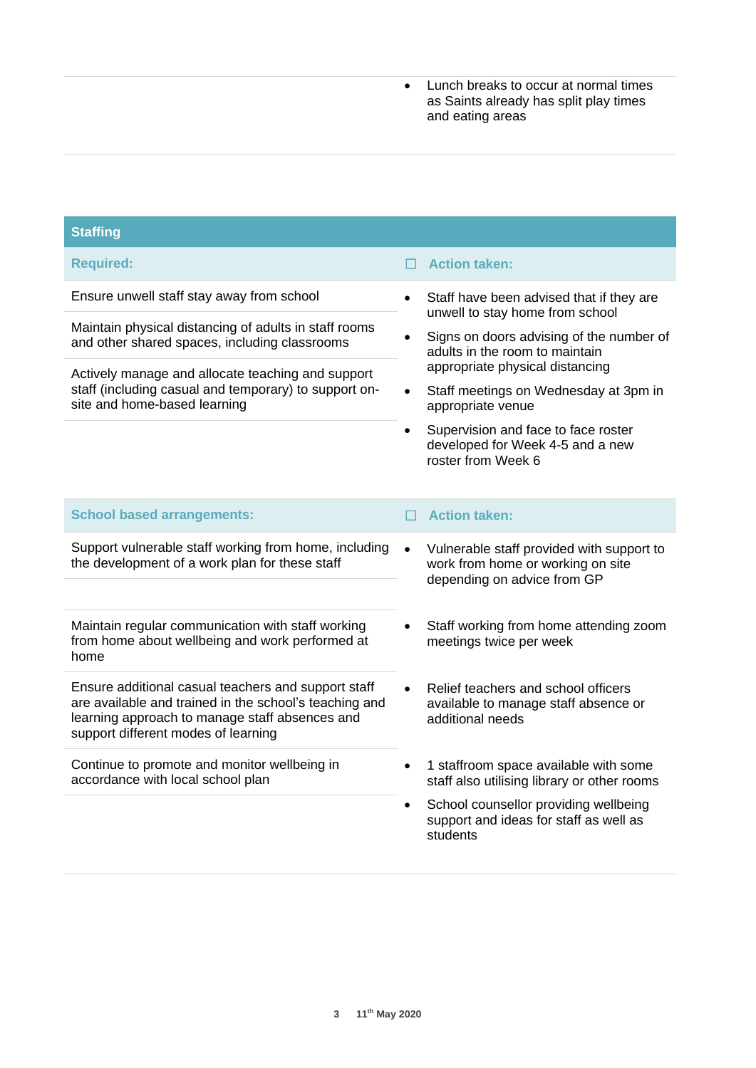| | |
|---|---|
| | • Lunch breaks to occur at normal times as Saints already has split play times and eating areas |

| Staffing | |
|---|---|
| **Required:** | ☐ **Action taken:** |
| Ensure unwell staff stay away from school | • Staff have been advised that if they are unwell to stay home from school |
| Maintain physical distancing of adults in staff rooms and other shared spaces, including classrooms | • Signs on doors advising of the number of adults in the room to maintain appropriate physical distancing |
| Actively manage and allocate teaching and support staff (including casual and temporary) to support on-site and home-based learning | • Staff meetings on Wednesday at 3pm in appropriate venue<br>• Supervision and face to face roster developed for Week 4-5 and a new roster from Week 6 |

| **School based arrangements:** | ☐ **Action taken:** |
|---|---|
| Support vulnerable staff working from home, including the development of a work plan for these staff | • Vulnerable staff provided with support to work from home or working on site depending on advice from GP |
| Maintain regular communication with staff working from home about wellbeing and work performed at home | • Staff working from home attending zoom meetings twice per week |
| Ensure additional casual teachers and support staff are available and trained in the school's teaching and learning approach to manage staff absences and support different modes of learning | • Relief teachers and school officers available to manage staff absence or additional needs |
| Continue to promote and monitor wellbeing in accordance with local school plan | • 1 staffroom space available with some staff also utilising library or other rooms<br>• School counsellor providing wellbeing support and ideas for staff as well as students |

11th May 2020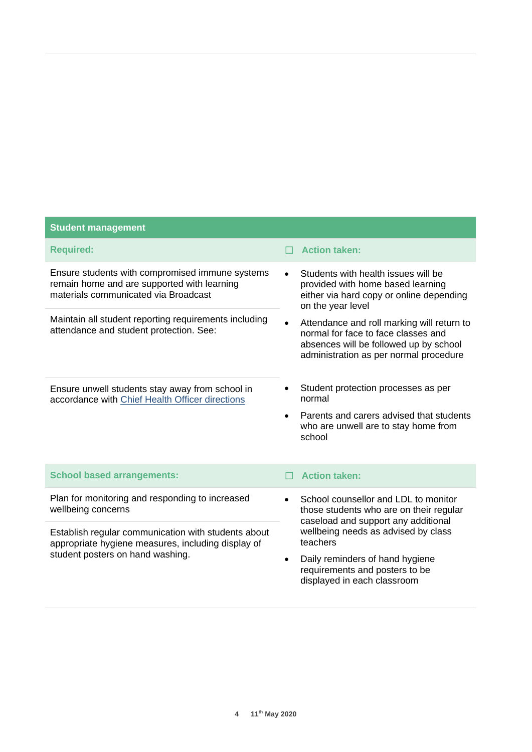| Student management | |
|---|---|
| **Required:** | ☐ **Action taken:** |
| Ensure students with compromised immune systems remain home and are supported with learning materials communicated via Broadcast | • Students with health issues will be provided with home based learning either via hard copy or online depending on the year level |
| Maintain all student reporting requirements including attendance and student protection. See: | • Attendance and roll marking will return to normal for face to face classes and absences will be followed up by school administration as per normal procedure |
| Ensure unwell students stay away from school in accordance with Chief Health Officer directions | • Student protection processes as per normal<br>• Parents and carers advised that students who are unwell are to stay home from school |
| **School based arrangements:** | ☐ **Action taken:** |
| Plan for monitoring and responding to increased wellbeing concerns | • School counsellor and LDL to monitor those students who are on their regular caseload and support any additional wellbeing needs as advised by class teachers |
| Establish regular communication with students about appropriate hygiene measures, including display of student posters on hand washing. | • Daily reminders of hand hygiene requirements and posters to be displayed in each classroom |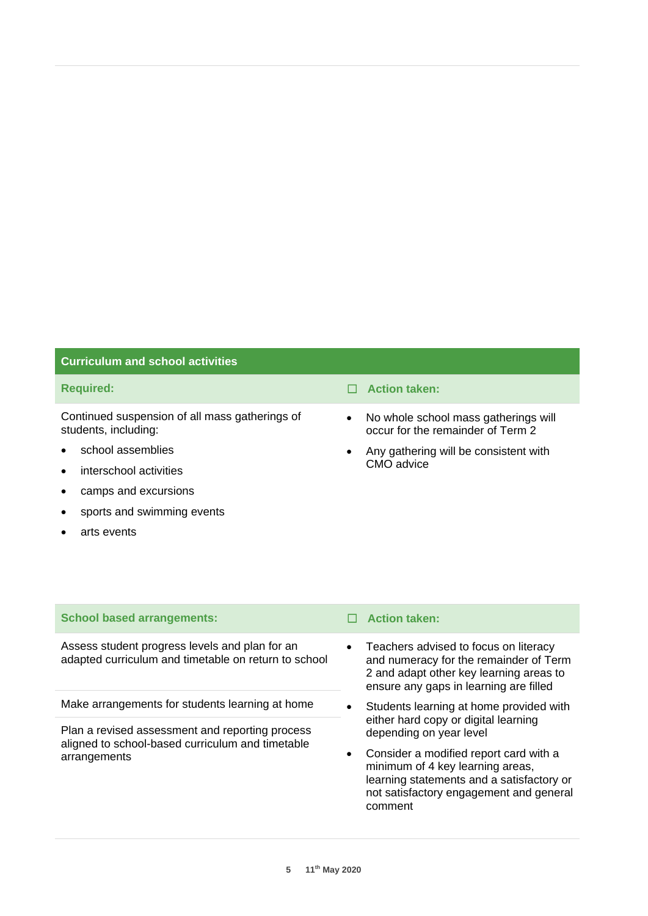## Curriculum and school activities

| Required: | ☐ Action taken: |
|---|---|
| Continued suspension of all mass gatherings of students, including:<br>• school assemblies<br>• interschool activities<br>• camps and excursions<br>• sports and swimming events<br>• arts events | • No whole school mass gatherings will occur for the remainder of Term 2<br>• Any gathering will be consistent with CMO advice |

| School based arrangements: | ☐ Action taken: |
|---|---|
| Assess student progress levels and plan for an adapted curriculum and timetable on return to school | • Teachers advised to focus on literacy and numeracy for the remainder of Term 2 and adapt other key learning areas to ensure any gaps in learning are filled |
| Make arrangements for students learning at home | • Students learning at home provided with either hard copy or digital learning depending on year level |
| Plan a revised assessment and reporting process aligned to school-based curriculum and timetable arrangements | • Consider a modified report card with a minimum of 4 key learning areas, learning statements and a satisfactory or not satisfactory engagement and general comment |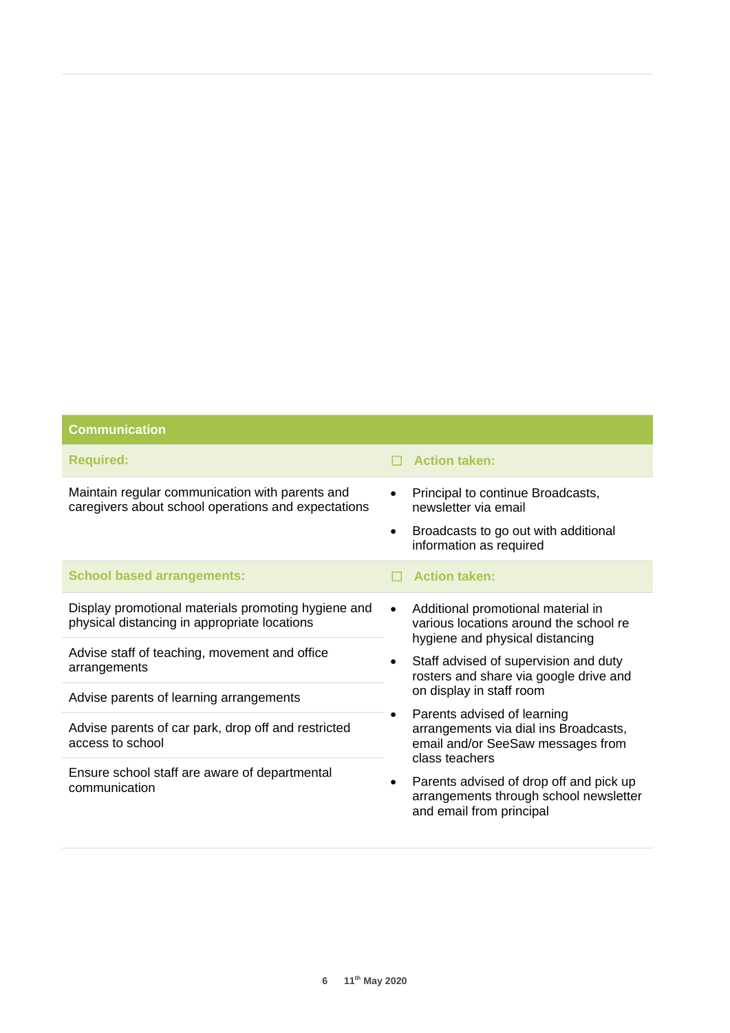| Communication | |
|---|---|
| **Required:** | ☐ **Action taken:** |
| Maintain regular communication with parents and caregivers about school operations and expectations | • Principal to continue Broadcasts, newsletter via email<br>• Broadcasts to go out with additional information as required |
| **School based arrangements:** | ☐ **Action taken:** |
| Display promotional materials promoting hygiene and physical distancing in appropriate locations<br><br>Advise staff of teaching, movement and office arrangements<br><br>Advise parents of learning arrangements<br><br>Advise parents of car park, drop off and restricted access to school<br><br>Ensure school staff are aware of departmental communication | • Additional promotional material in various locations around the school re hygiene and physical distancing<br>• Staff advised of supervision and duty rosters and share via google drive and on display in staff room<br>• Parents advised of learning arrangements via dial ins Broadcasts, email and/or SeeSaw messages from class teachers<br>• Parents advised of drop off and pick up arrangements through school newsletter and email from principal |